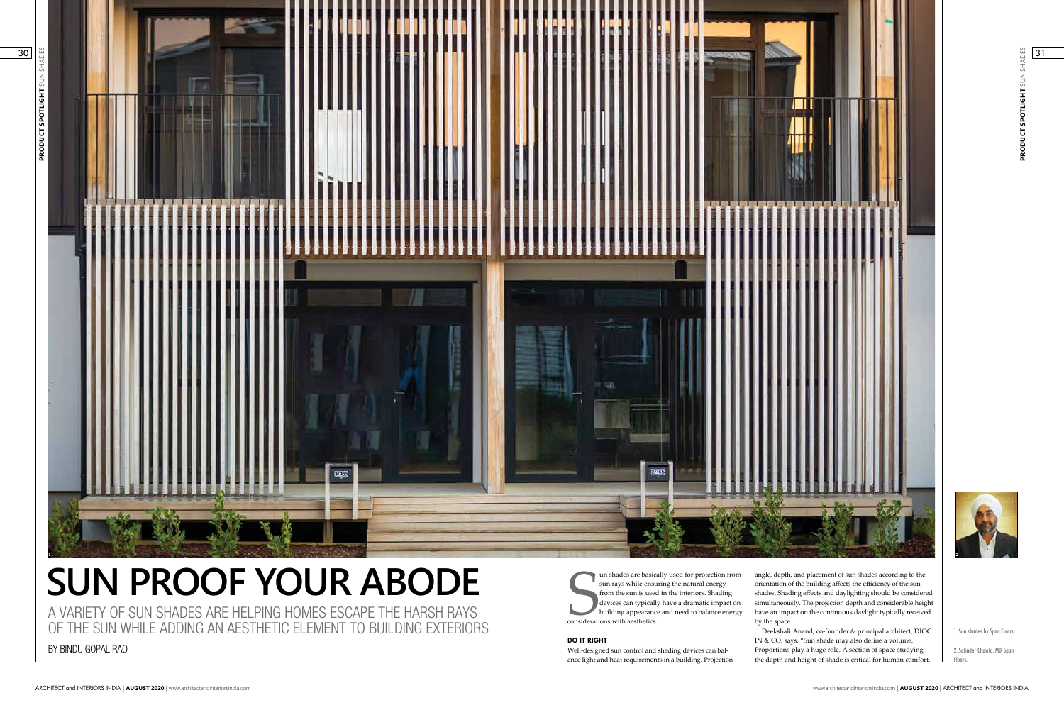# SUN PROOF YOUR ABODE

A VARIETY OF SUN SHADES ARE HELPING HOMES ESCAPE THE HARSH RAYS OF THE SUN WHILE ADDING AN AESTHETIC ELEMENT TO BUILDING EXTERIORS

BY BINDU GOPAL RAO

Sun shades are basically used for protection from sun rays while ensuring the natural energy from the sun is used in the interiors. Shading devices can typically have a dramatic impact on building appearance and need to balance energy considerations with aesthetics.

### DO IT RIGHT

Well-designed sun control and shading devices can balance light and heat requirements in a building. Projection angle, depth, and placement of sun shades according to the orientation of the building affects the efficiency of the sun shades. Shading effects and daylighting should be considered simultaneously. The projection depth and considerable height have an impact on the continuous daylight typically received by the space.

Deekshali Anand, co-founder & principal architect, DIOC IN & CO, says, "Sun shade may also define a volume. Proportions play a huge role. A section of space studying the depth and height of shade is critical for human comfort.

1. Sun shades by Span Floors.

2. Satinder Chawla, MD, Span Floors.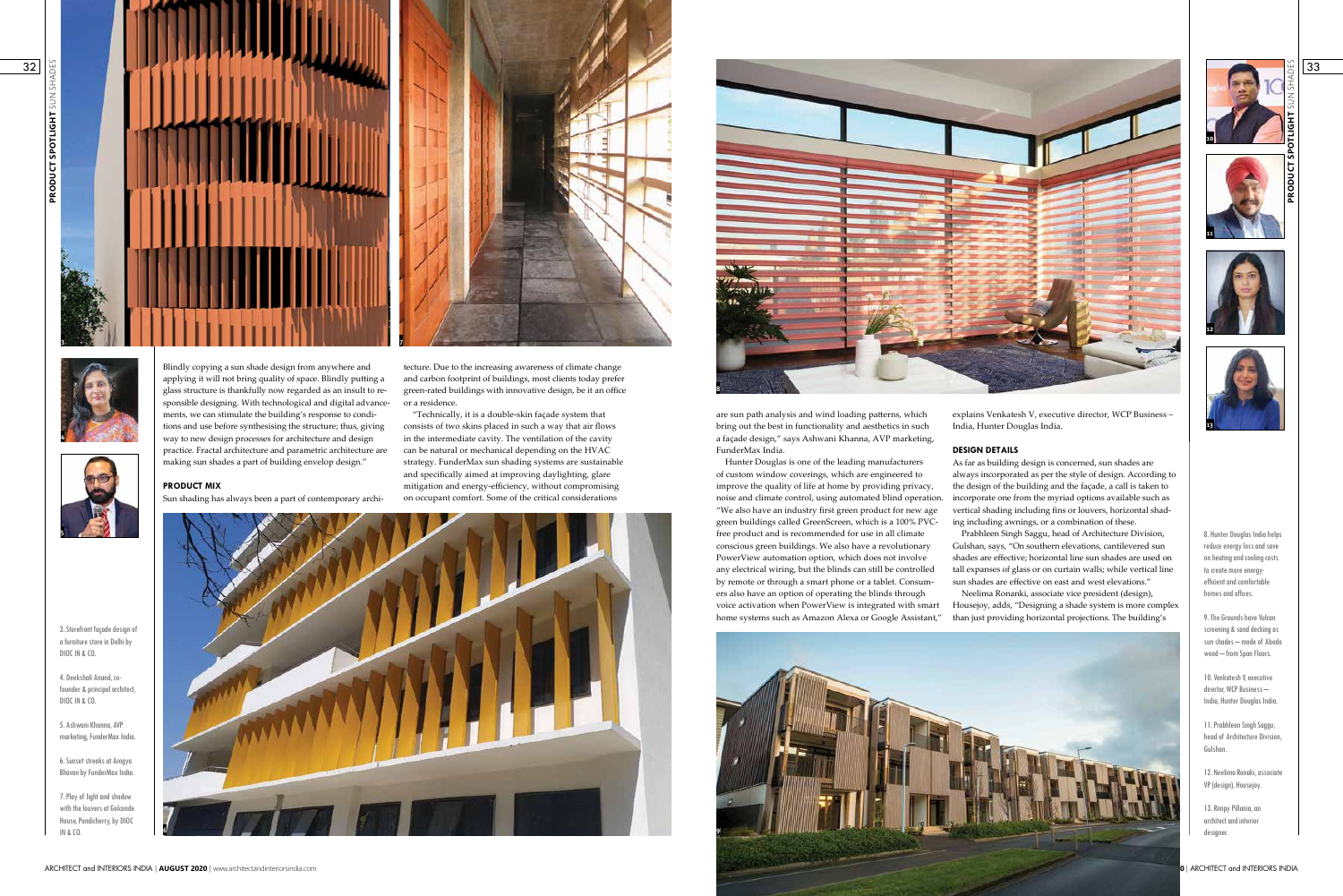Blindly copying a sun shade design from anywhere and applying it will not bring quality of space. Blindly putting a glass structure is thankfully now regarded as an insult to responsible designing. With technological and digital advancements, we can stimulate the building's response to conditions and use before synthesising the structure; thus, giving way to new design processes for architecture and design practice. Fractal architecture and parametric architecture are making sun shades a part of building envelop design."

### PRODUCT MIX

Sun shading has always been a part of contemporary architecture. Due to the increasing awareness of climate change and carbon footprint of buildings, most clients today prefer green-rated buildings with innovative design, be it an office or a residence.

"Technically, it is a double-skin façade system that consists of two skins placed in such a way that air flows in the intermediate cavity. The ventilation of the cavity can be natural or mechanical depending on the HVAC strategy. FunderMax sun shading systems are sustainable and specifically aimed at improving daylighting, glare mitigation and energy-efficiency, without compromising on occupant comfort. Some of the critical considerations are sun path analysis and wind loading patterns, which bring out the best in functionality and aesthetics in such a façade design," says Ashwani Khanna, AVP marketing, FunderMax India.

Hunter Douglas is one of the leading manufacturers of custom window coverings, which are engineered to improve the quality of life at home by providing privacy, noise and climate control, using automated blind operation. "We also have an industry first green product for new age green buildings called GreenScreen, which is a 100% PVC-free product and is recommended for use in all climate conscious green buildings. We also have a revolutionary PowerView automation option, which does not involve any electrical wiring, but the blinds can still be controlled by remote or through a smart phone or a tablet. Consumers also have an option of operating the blinds through voice activation when PowerView is integrated with smart home systems such as Amazon Alexa or Google Assistant," explains Venkatesh V, executive director, WCP Business – India, Hunter Douglas India.

### DESIGN DETAILS

As far as building design is concerned, sun shades are always incorporated as per the style of design. According to the design of the building and the façade, a call is taken to incorporate one from the myriad options available such as vertical shading including fins or louvers, horizontal shading including awnings, or a combination of these.

Prabhleen Singh Saggu, head of Architecture Division, Gulshan, says, "On southern elevations, cantilevered sun shades are effective; horizontal line sun shades are used on tall expanses of glass or on curtain walls; while vertical line sun shades are effective on east and west elevations."

Neelima Ronanki, associate vice president (design), Housejoy, adds, "Designing a shade system is more complex than just providing horizontal projections. The building's

3. Storefront façade design of a furniture store in Delhi by DIOC IN & CO.

4. Deekshali Anand, co-founder & principal architect, DIOC IN & CO.

5. Ashwani Khanna, AVP marketing, FunderMax India.

6. Sunset streaks at Arogya Bhavan by FunderMax India.

7. Play of light and shadow with the louvers at Golconde House, Pondicherry, by DIOC IN & CO.

8. Hunter Douglas India helps reduce energy loss and save on heating and cooling costs to create more energy-efficient and comfortable homes and offices.

9. The Grounds have Vulcan screening & sand decking as sun shades – made of Abodo wood – from Span Floors.

10. Venkatesh V, executive director, WCP Business – India, Hunter Douglas India.

11. Prabhleen Singh Saggu, head of Architecture Division, Gulshan.

12. Neelima Ronaki, associate VP (design), Housejoy.

13. Rimpy Pillania, an architect and interior designer.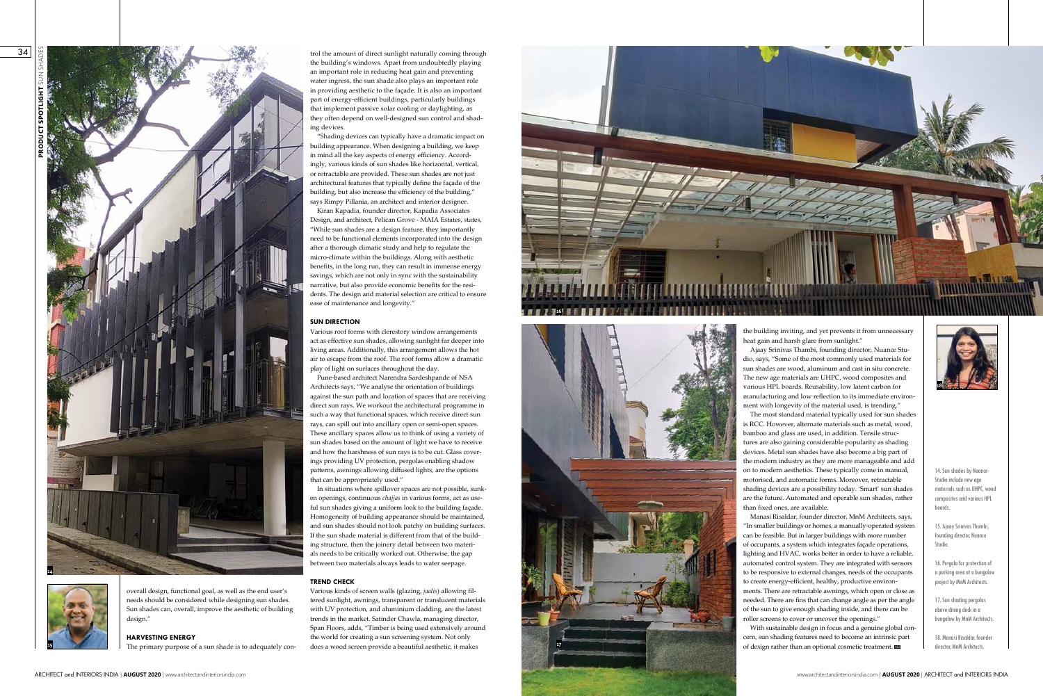overall design, functional goal, as well as the end user's needs should be considered while designing sun shades. Sun shades can, overall, improve the aesthetic of building design."

## HARVESTING ENERGY

The primary purpose of a sun shade is to adequately control the amount of direct sunlight naturally coming through the building's windows. Apart from undoubtedly playing an important role in reducing heat gain and preventing water ingress, the sun shade also plays an important role in providing aesthetic to the façade. It is also an important part of energy-efficient buildings, particularly buildings that implement passive solar cooling or daylighting, as they often depend on well-designed sun control and shading devices.

"Shading devices can typically have a dramatic impact on building appearance. When designing a building, we keep in mind all the key aspects of energy efficiency. Accordingly, various kinds of sun shades like horizontal, vertical, or retractable are provided. These sun shades are not just architectural features that typically define the façade of the building, but also increase the efficiency of the building," says Rimpy Pillania, an architect and interior designer.

Kiran Kapadia, founder director, Kapadia Associates Design, and architect, Pelican Grove - MAIA Estates, states, "While sun shades are a design feature, they importantly need to be functional elements incorporated into the design after a thorough climatic study and help to regulate the micro-climate within the buildings. Along with aesthetic benefits, in the long run, they can result in immense energy savings, which are not only in sync with the sustainability narrative, but also provide economic benefits for the residents. The design and material selection are critical to ensure ease of maintenance and longevity."

## SUN DIRECTION

Various roof forms with clerestory window arrangements act as effective sun shades, allowing sunlight far deeper into living areas. Additionally, this arrangement allows the hot air to escape from the roof. The roof forms allow a dramatic play of light on surfaces throughout the day.

Pune-based architect Narendra Sardeshpande of NSA Architects says, "We analyse the orientation of buildings against the sun path and location of spaces that are receiving direct sun rays. We workout the architectural programme in such a way that functional spaces, which receive direct sun rays, can spill out into ancillary open or semi-open spaces. These ancillary spaces allow us to think of using a variety of sun shades based on the amount of light we have to receive and how the harshness of sun rays is to be cut. Glass coverings providing UV protection, pergolas enabling shadow patterns, awnings allowing diffused lights, are the options that can be appropriately used."

In situations where spillover spaces are not possible, sunken openings, continuous *chajjas* in various forms, act as useful sun shades giving a uniform look to the building façade. Homogeneity of building appearance should be maintained, and sun shades should not look patchy on building surfaces. If the sun shade material is different from that of the building structure, then the joinery detail between two materials needs to be critically worked out. Otherwise, the gap between two materials always leads to water seepage.

## TREND CHECK

Various kinds of screen walls (glazing, *jaalis*) allowing filtered sunlight, awnings, transparent or translucent materials with UV protection, and aluminium cladding, are the latest trends in the market. Satinder Chawla, managing director, Span Floors, adds, "Timber is being used extensively around the world for creating a sun screening system. Not only does a wood screen provide a beautiful aesthetic, it makes the building inviting, and yet prevents it from unnecessary heat gain and harsh glare from sunlight."

Ajaay Srinivas Thambi, founding director, Nuance Studio, says, "Some of the most commonly used materials for sun shades are wood, aluminum and cast in situ concrete. The new age materials are UHPC, wood composites and various HPL boards. Reusability, low latent carbon for manufacturing and low reflection to its immediate environment with longevity of the material used, is trending."

The most standard material typically used for sun shades is RCC. However, alternate materials such as metal, wood, bamboo and glass are used, in addition. Tensile structures are also gaining considerable popularity as shading devices. Metal sun shades have also become a big part of the modern industry as they are more manageable and add on to modern aesthetics. These typically come in manual, motorised, and automatic forms. Moreover, retractable shading devices are a possibility today. 'Smart' sun shades are the future. Automated and operable sun shades, rather than fixed ones, are available.

Manasi Risaldar, founder director, MnM Architects, says, "In smaller buildings or homes, a manually-operated system can be feasible. But in larger buildings with more number of occupants, a system which integrates façade operations, lighting and HVAC, works better in order to have a reliable, automated control system. They are integrated with sensors to be responsive to external changes, needs of the occupants to create energy-efficient, healthy, productive environments. There are retractable awnings, which open or close as needed. There are fins that can change angle as per the angle of the sun to give enough shading inside, and there can be roller screens to cover or uncover the openings."

With sustainable design in focus and a genuine global concern, sun shading features need to become an intrinsic part of design rather than an optional cosmetic treatment.

14. Sun shades by Nuance Studio include new age materials such as UHPC, wood composites and various HPL boards.

15. Ajaay Srinivas Thambi, founding director, Nuance Studio.

16. Pergola for protection of a parking area at a bungalow project by MnM Architects.

17. Sun shading pergolas above dining deck in a bungalow by MnM Architects.

18. Manasi Risaldar, founder director, MnM Architects.